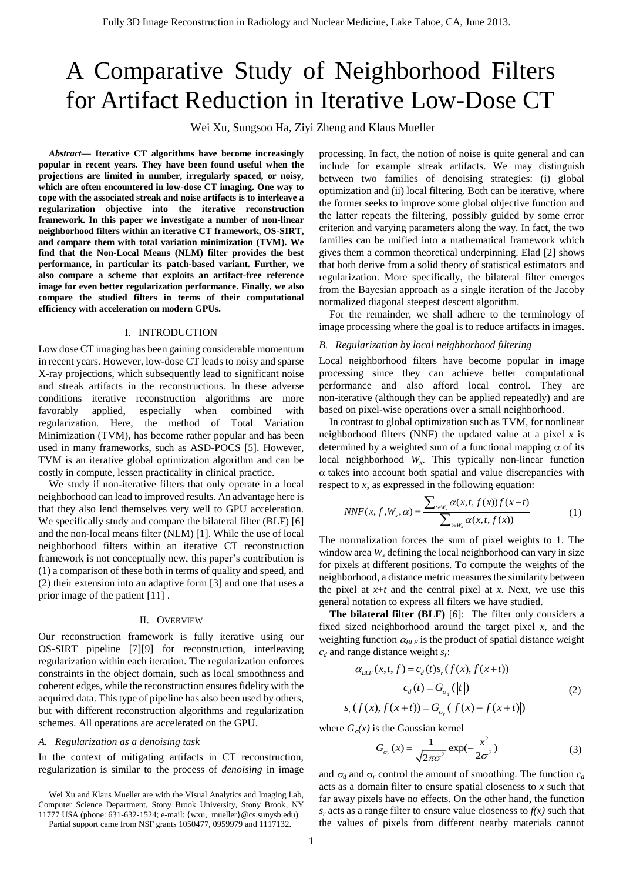# A Comparative Study of Neighborhood Filters for Artifact Reduction in Iterative Low-Dose CT

Wei Xu, Sungsoo Ha, Ziyi Zheng and Klaus Mueller

***Abstract*— Iterative CT algorithms have become increasingly popular in recent years. They have been found useful when the projections are limited in number, irregularly spaced, or noisy, which are often encountered in low-dose CT imaging. One way to cope with the associated streak and noise artifacts is to interleave a regularization objective into the iterative reconstruction framework. In this paper we investigate a number of non-linear neighborhood filters within an iterative CT framework, OS-SIRT, and compare them with total variation minimization (TVM). We find that the Non-Local Means (NLM) filter provides the best performance, in particular its patch-based variant. Further, we also compare a scheme that exploits an artifact-free reference image for even better regularization performance. Finally, we also compare the studied filters in terms of their computational efficiency with acceleration on modern GPUs.**

## I. Introduction

Low dose CT imaging has been gaining considerable momentum in recent years. However, low-dose CT leads to noisy and sparse X-ray projections, which subsequently lead to significant noise and streak artifacts in the reconstructions. In these adverse conditions iterative reconstruction algorithms are more favorably applied, especially when combined with regularization. Here, the method of Total Variation Minimization (TVM), has become rather popular and has been used in many frameworks, such as ASD-POCS [5]. However, TVM is an iterative global optimization algorithm and can be costly in compute, lessen practicality in clinical practice.

We study if non-iterative filters that only operate in a local neighborhood can lead to improved results. An advantage here is that they also lend themselves very well to GPU acceleration. We specifically study and compare the bilateral filter (BLF) [6] and the non-local means filter (NLM) [1]. While the use of local neighborhood filters within an iterative CT reconstruction framework is not conceptually new, this paper's contribution is (1) a comparison of these both in terms of quality and speed, and (2) their extension into an adaptive form [3] and one that uses a prior image of the patient [11] .

## II. Overview

Our reconstruction framework is fully iterative using our OS-SIRT pipeline [7][9] for reconstruction, interleaving regularization within each iteration. The regularization enforces constraints in the object domain, such as local smoothness and coherent edges, while the reconstruction ensures fidelity with the acquired data. This type of pipeline has also been used by others, but with different reconstruction algorithms and regularization schemes. All operations are accelerated on the GPU.

### *A. Regularization as a denoising task*

In the context of mitigating artifacts in CT reconstruction, regularization is similar to the process of *denoising* in image processing. In fact, the notion of noise is quite general and can include for example streak artifacts. We may distinguish between two families of denoising strategies: (i) global optimization and (ii) local filtering. Both can be iterative, where the former seeks to improve some global objective function and the latter repeats the filtering, possibly guided by some error criterion and varying parameters along the way. In fact, the two families can be unified into a mathematical framework which gives them a common theoretical underpinning. Elad [2] shows that both derive from a solid theory of statistical estimators and regularization. More specifically, the bilateral filter emerges from the Bayesian approach as a single iteration of the Jacoby normalized diagonal steepest descent algorithm.

For the remainder, we shall adhere to the terminology of image processing where the goal is to reduce artifacts in images.

### *B. Regularization by local neighborhood filtering*

Local neighborhood filters have become popular in image processing since they can achieve better computational performance and also afford local control. They are non-iterative (although they can be applied repeatedly) and are based on pixel-wise operations over a small neighborhood.

In contrast to global optimization such as TVM, for nonlinear neighborhood filters (NNF) the updated value at a pixel $x$ is determined by a weighted sum of a functional mapping $\alpha$ of its local neighborhood $W_x$. This typically non-linear function $\alpha$ takes into account both spatial and value discrepancies with respect to $x$, as expressed in the following equation:

$$NNF(x, f, W_x, \alpha) = \frac{\sum_{t \in W_x} \alpha(x, t, f(x)) f(x+t)}{\sum_{t \in W_x} \alpha(x, t, f(x))} \quad (1)$$

The normalization forces the sum of pixel weights to 1. The window area $W_x$ defining the local neighborhood can vary in size for pixels at different positions. To compute the weights of the neighborhood, a distance metric measures the similarity between the pixel at $x+t$ and the central pixel at $x$. Next, we use this general notation to express all filters we have studied.

**The bilateral filter (BLF)** [6]: The filter only considers a fixed sized neighborhood around the target pixel $x$, and the weighting function $\alpha_{BLF}$ is the product of spatial distance weight $c_d$ and range distance weight $s_r$:

$$\begin{aligned} \alpha_{BLF}(x, t, f) &= c_d(t) s_r(f(x), f(x+t)) \\ c_d(t) &= G_{\sigma_d}(\|t\|) \\ s_r(f(x), f(x+t)) &= G_{\sigma_r}(|f(x) - f(x+t)|) \end{aligned} \quad (2)$$

where $G_\sigma(x)$ is the Gaussian kernel

$$G_{\sigma_r}(x) = \frac{1}{\sqrt{2\pi\sigma^2}} \exp\left(-\frac{x^2}{2\sigma^2}\right) \quad (3)$$

and $\sigma_d$ and $\sigma_r$ control the amount of smoothing. The function $c_d$ acts as a domain filter to ensure spatial closeness to $x$ such that far away pixels have no effects. On the other hand, the function $s_r$ acts as a range filter to ensure value closeness to $f(x)$ such that the values of pixels from different nearby materials cannot

Wei Xu and Klaus Mueller are with the Visual Analytics and Imaging Lab, Computer Science Department, Stony Brook University, Stony Brook, NY 11777 USA (phone: 631-632-1524; e-mail: {wxu, mueller}@cs.sunysb.edu).

Partial support came from NSF grants 1050477, 0959979 and 1117132.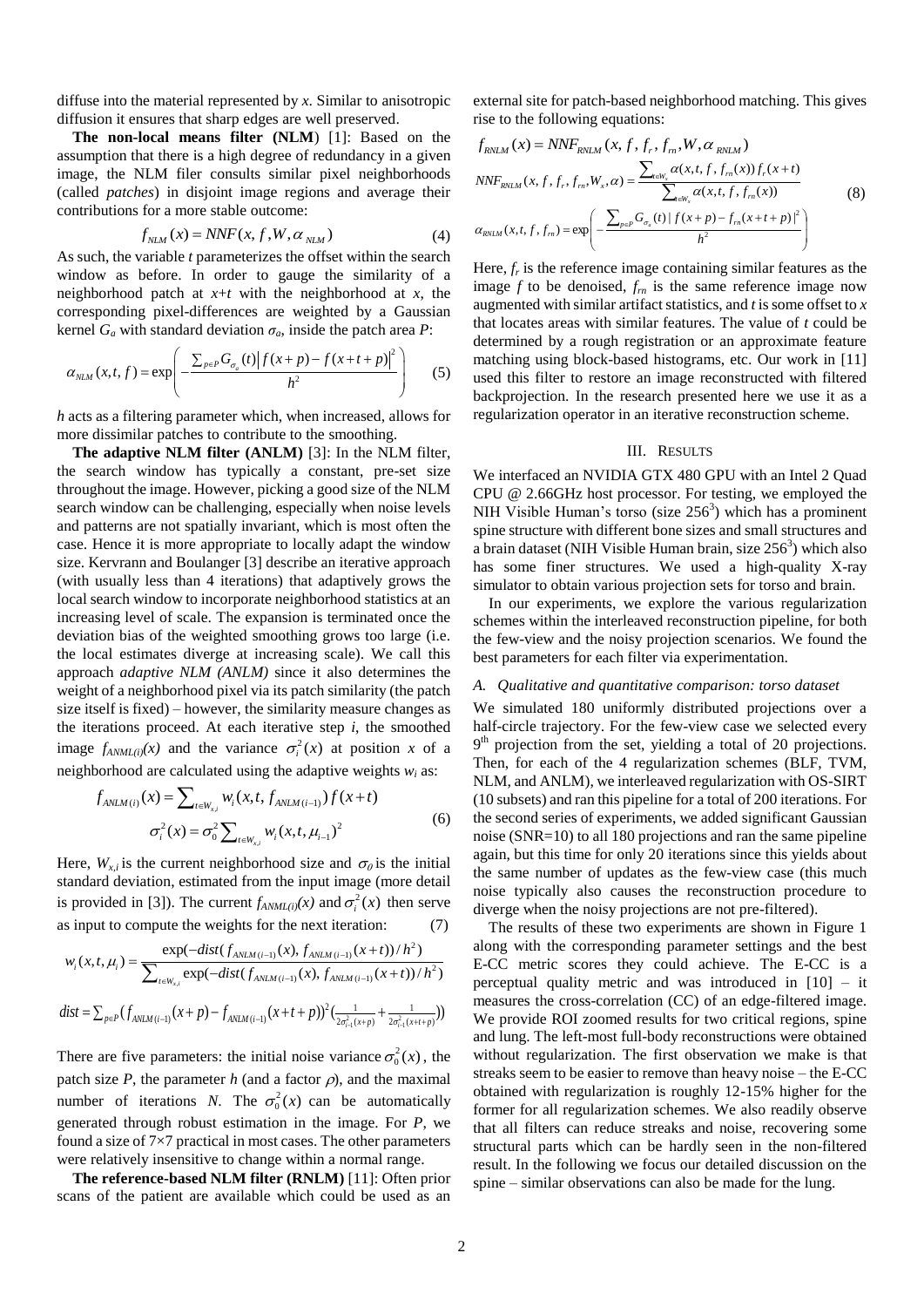diffuse into the material represented by $x$. Similar to anisotropic diffusion it ensures that sharp edges are well preserved.

**The non-local means filter (NLM**) [1]: Based on the assumption that there is a high degree of redundancy in a given image, the NLM filer consults similar pixel neighborhoods (called *patches*) in disjoint image regions and average their contributions for a more stable outcome:

$$f_{NLM}(x) = NNF(x, f, W, \alpha_{NLM}) \tag{4}$$

As such, the variable $t$ parameterizes the offset within the search window as before. In order to gauge the similarity of a neighborhood patch at $x+t$ with the neighborhood at $x$, the corresponding pixel-differences are weighted by a Gaussian kernel $G_a$ with standard deviation $\sigma_a$, inside the patch area $P$:

$$\alpha_{NLM}(x,t,f) = \exp\left( -\frac{\sum_{p\in P} G_{\sigma_a}(t) \left| f(x+p) - f(x+t+p) \right|^2}{h^2} \right) \tag{5}$$

$h$ acts as a filtering parameter which, when increased, allows for more dissimilar patches to contribute to the smoothing.

**The adaptive NLM filter (ANLM)** [3]: In the NLM filter, the search window has typically a constant, pre-set size throughout the image. However, picking a good size of the NLM search window can be challenging, especially when noise levels and patterns are not spatially invariant, which is most often the case. Hence it is more appropriate to locally adapt the window size. Kervrann and Boulanger [3] describe an iterative approach (with usually less than 4 iterations) that adaptively grows the local search window to incorporate neighborhood statistics at an increasing level of scale. The expansion is terminated once the deviation bias of the weighted smoothing grows too large (i.e. the local estimates diverge at increasing scale). We call this approach *adaptive NLM (ANLM)* since it also determines the weight of a neighborhood pixel via its patch similarity (the patch size itself is fixed) – however, the similarity measure changes as the iterations proceed. At each iterative step $i$, the smoothed image $f_{ANML(i)}(x)$ and the variance $\sigma_i^2(x)$ at position $x$ of a neighborhood are calculated using the adaptive weights $w_i$ as:

$$\begin{aligned} f_{ANLM(i)}(x) &= \sum_{t\in W_{x,i}} w_i(x,t,f_{ANLM(i-1)}) f(x+t) \\ \sigma_i^2(x) &= \sigma_0^2 \sum_{t\in W_{x,i}} w_i(x,t,\mu_{i-1})^2 \end{aligned} \tag{6}$$

Here, $W_{x,i}$ is the current neighborhood size and $\sigma_0$ is the initial standard deviation, estimated from the input image (more detail is provided in [3]). The current $f_{ANML(i)}(x)$ and $\sigma_i^2(x)$ then serve as input to compute the weights for the next iteration: (7)

$$w_i(x,t,\mu_i) = \frac{\exp(-dist(f_{ANLM(i-1)}(x), f_{ANLM(i-1)}(x+t))/h^2)}{\sum_{t\in W_{x,i}} \exp(-dist(f_{ANLM(i-1)}(x), f_{ANLM(i-1)}(x+t))/h^2)}$$

$$dist = \sum_{p\in P} (f_{ANLM(i-1)}(x+p) - f_{ANLM(i-1)}(x+t+p))^2 \left(\tfrac{1}{2\sigma_{i-1}^2(x+p)} + \tfrac{1}{2\sigma_{i-1}^2(x+t+p)}\right)$$

There are five parameters: the initial noise variance $\sigma_0^2(x)$, the patch size $P$, the parameter $h$ (and a factor $\rho$), and the maximal number of iterations $N$. The $\sigma_0^2(x)$ can be automatically generated through robust estimation in the image. For $P$, we found a size of 7×7 practical in most cases. The other parameters were relatively insensitive to change within a normal range.

**The reference-based NLM filter (RNLM)** [11]: Often prior scans of the patient are available which could be used as an external site for patch-based neighborhood matching. This gives rise to the following equations:

$$\begin{aligned} f_{RNLM}(x) &= NNF_{RNLM}(x, f, f_r, f_{rn}, W, \alpha_{RNLM}) \\ NNF_{RNLM}(x, f, f_r, f_{rn}, W_x, \alpha) &= \frac{\sum_{t\in W_x} \alpha(x,t,f,f_{rn}(x)) f_r(x+t)}{\sum_{t\in W_x} \alpha(x,t,f,f_{rn}(x))} \\ \alpha_{RNLM}(x,t,f,f_{rn}) &= \exp\left( -\frac{\sum_{p\in P} G_{\sigma_a}(t) \left| f(x+p) - f_{rn}(x+t+p) \right|^2}{h^2} \right) \end{aligned} \tag{8}$$

Here, $f_r$ is the reference image containing similar features as the image $f$ to be denoised, $f_{rn}$ is the same reference image now augmented with similar artifact statistics, and $t$ is some offset to $x$ that locates areas with similar features. The value of $t$ could be determined by a rough registration or an approximate feature matching using block-based histograms, etc. Our work in [11] used this filter to restore an image reconstructed with filtered backprojection. In the research presented here we use it as a regularization operator in an iterative reconstruction scheme.

## III. Results

We interfaced an NVIDIA GTX 480 GPU with an Intel 2 Quad CPU @ 2.66GHz host processor. For testing, we employed the NIH Visible Human's torso (size $256^3$) which has a prominent spine structure with different bone sizes and small structures and a brain dataset (NIH Visible Human brain, size $256^3$) which also has some finer structures. We used a high-quality X-ray simulator to obtain various projection sets for torso and brain.

In our experiments, we explore the various regularization schemes within the interleaved reconstruction pipeline, for both the few-view and the noisy projection scenarios. We found the best parameters for each filter via experimentation.

### *A. Qualitative and quantitative comparison: torso dataset*

We simulated 180 uniformly distributed projections over a half-circle trajectory. For the few-view case we selected every $9^{th}$ projection from the set, yielding a total of 20 projections. Then, for each of the 4 regularization schemes (BLF, TVM, NLM, and ANLM), we interleaved regularization with OS-SIRT (10 subsets) and ran this pipeline for a total of 200 iterations. For the second series of experiments, we added significant Gaussian noise (SNR=10) to all 180 projections and ran the same pipeline again, but this time for only 20 iterations since this yields about the same number of updates as the few-view case (this much noise typically also causes the reconstruction procedure to diverge when the noisy projections are not pre-filtered).

The results of these two experiments are shown in Figure 1 along with the corresponding parameter settings and the best E-CC metric scores they could achieve. The E-CC is a perceptual quality metric and was introduced in [10] – it measures the cross-correlation (CC) of an edge-filtered image. We provide ROI zoomed results for two critical regions, spine and lung. The left-most full-body reconstructions were obtained without regularization. The first observation we make is that streaks seem to be easier to remove than heavy noise – the E-CC obtained with regularization is roughly 12-15% higher for the former for all regularization schemes. We also readily observe that all filters can reduce streaks and noise, recovering some structural parts which can be hardly seen in the non-filtered result. In the following we focus our detailed discussion on the spine – similar observations can also be made for the lung.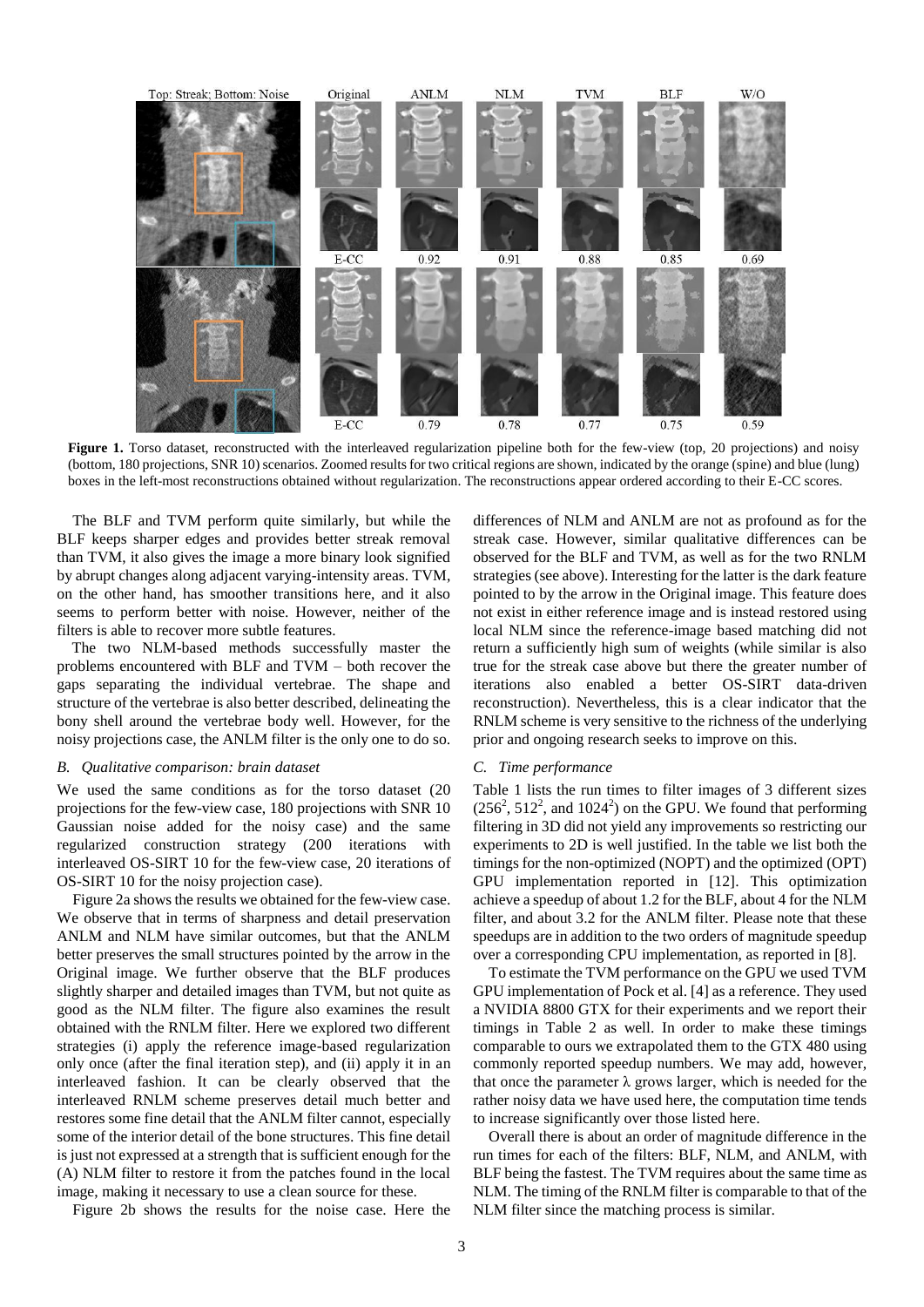**Figure 1.** Torso dataset, reconstructed with the interleaved regularization pipeline both for the few-view (top, 20 projections) and noisy (bottom, 180 projections, SNR 10) scenarios. Zoomed results for two critical regions are shown, indicated by the orange (spine) and blue (lung) boxes in the left-most reconstructions obtained without regularization. The reconstructions appear ordered according to their E-CC scores.

The BLF and TVM perform quite similarly, but while the BLF keeps sharper edges and provides better streak removal than TVM, it also gives the image a more binary look signified by abrupt changes along adjacent varying-intensity areas. TVM, on the other hand, has smoother transitions here, and it also seems to perform better with noise. However, neither of the filters is able to recover more subtle features.

The two NLM-based methods successfully master the problems encountered with BLF and TVM – both recover the gaps separating the individual vertebrae. The shape and structure of the vertebrae is also better described, delineating the bony shell around the vertebrae body well. However, for the noisy projections case, the ANLM filter is the only one to do so.

### *B. Qualitative comparison: brain dataset*

We used the same conditions as for the torso dataset (20 projections for the few-view case, 180 projections with SNR 10 Gaussian noise added for the noisy case) and the same regularized construction strategy (200 iterations with interleaved OS-SIRT 10 for the few-view case, 20 iterations of OS-SIRT 10 for the noisy projection case).

Figure 2a shows the results we obtained for the few-view case. We observe that in terms of sharpness and detail preservation ANLM and NLM have similar outcomes, but that the ANLM better preserves the small structures pointed by the arrow in the Original image. We further observe that the BLF produces slightly sharper and detailed images than TVM, but not quite as good as the NLM filter. The figure also examines the result obtained with the RNLM filter. Here we explored two different strategies (i) apply the reference image-based regularization only once (after the final iteration step), and (ii) apply it in an interleaved fashion. It can be clearly observed that the interleaved RNLM scheme preserves detail much better and restores some fine detail that the ANLM filter cannot, especially some of the interior detail of the bone structures. This fine detail is just not expressed at a strength that is sufficient enough for the (A) NLM filter to restore it from the patches found in the local image, making it necessary to use a clean source for these.

Figure 2b shows the results for the noise case. Here the differences of NLM and ANLM are not as profound as for the streak case. However, similar qualitative differences can be observed for the BLF and TVM, as well as for the two RNLM strategies (see above). Interesting for the latter is the dark feature pointed to by the arrow in the Original image. This feature does not exist in either reference image and is instead restored using local NLM since the reference-image based matching did not return a sufficiently high sum of weights (while similar is also true for the streak case above but there the greater number of iterations also enabled a better OS-SIRT data-driven reconstruction). Nevertheless, this is a clear indicator that the RNLM scheme is very sensitive to the richness of the underlying prior and ongoing research seeks to improve on this.

### *C. Time performance*

Table 1 lists the run times to filter images of 3 different sizes ($256^2$, $512^2$, and $1024^2$) on the GPU. We found that performing filtering in 3D did not yield any improvements so restricting our experiments to 2D is well justified. In the table we list both the timings for the non-optimized (NOPT) and the optimized (OPT) GPU implementation reported in [12]. This optimization achieve a speedup of about 1.2 for the BLF, about 4 for the NLM filter, and about 3.2 for the ANLM filter. Please note that these speedups are in addition to the two orders of magnitude speedup over a corresponding CPU implementation, as reported in [8].

To estimate the TVM performance on the GPU we used TVM GPU implementation of Pock et al. [4] as a reference. They used a NVIDIA 8800 GTX for their experiments and we report their timings in Table 2 as well. In order to make these timings comparable to ours we extrapolated them to the GTX 480 using commonly reported speedup numbers. We may add, however, that once the parameter $\lambda$ grows larger, which is needed for the rather noisy data we have used here, the computation time tends to increase significantly over those listed here.

Overall there is about an order of magnitude difference in the run times for each of the filters: BLF, NLM, and ANLM, with BLF being the fastest. The TVM requires about the same time as NLM. The timing of the RNLM filter is comparable to that of the NLM filter since the matching process is similar.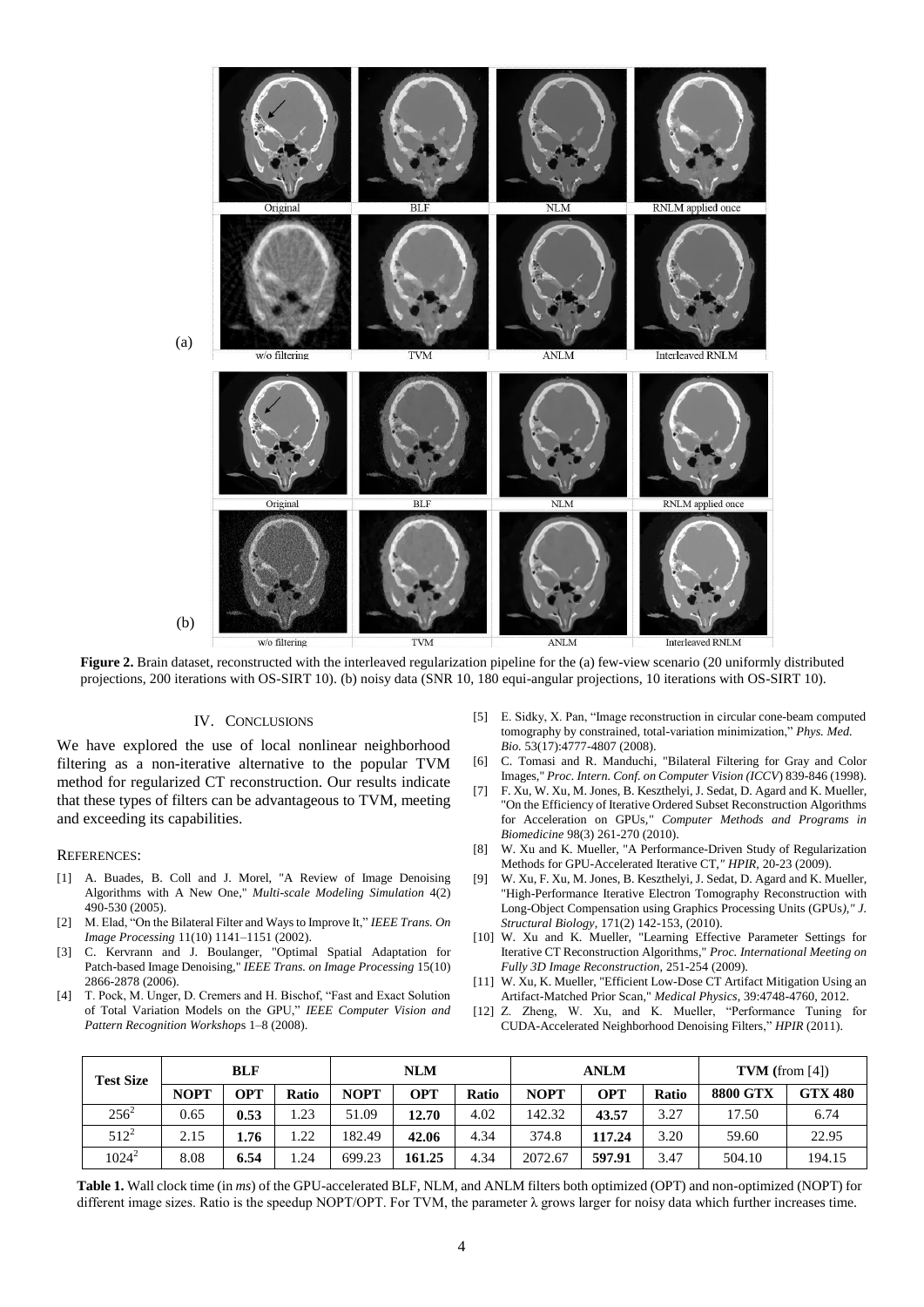(a)

Original | BLF | NLM | RNLM applied once

w/o filtering | TVM | ANLM | Interleaved RNLM

(b)

Original | BLF | NLM | RNLM applied once

w/o filtering | TVM | ANLM | Interleaved RNLM

**Figure 2.** Brain dataset, reconstructed with the interleaved regularization pipeline for the (a) few-view scenario (20 uniformly distributed projections, 200 iterations with OS-SIRT 10). (b) noisy data (SNR 10, 180 equi-angular projections, 10 iterations with OS-SIRT 10).

## IV. CONCLUSIONS

We have explored the use of local nonlinear neighborhood filtering as a non-iterative alternative to the popular TVM method for regularized CT reconstruction. Our results indicate that these types of filters can be advantageous to TVM, meeting and exceeding its capabilities.

## REFERENCES:

1. [1] A. Buades, B. Coll and J. Morel, "A Review of Image Denoising Algorithms with A New One," *Multi-scale Modeling Simulation* 4(2) 490-530 (2005).
2. [2] M. Elad, "On the Bilateral Filter and Ways to Improve It," *IEEE Trans. On Image Processing* 11(10) 1141–1151 (2002).
3. [3] C. Kervrann and J. Boulanger, "Optimal Spatial Adaptation for Patch-based Image Denoising," *IEEE Trans. on Image Processing* 15(10) 2866-2878 (2006).
4. [4] T. Pock, M. Unger, D. Cremers and H. Bischof, "Fast and Exact Solution of Total Variation Models on the GPU," *IEEE Computer Vision and Pattern Recognition Workshops* 1–8 (2008).
5. [5] E. Sidky, X. Pan, "Image reconstruction in circular cone-beam computed tomography by constrained, total-variation minimization," *Phys. Med. Bio.* 53(17):4777-4807 (2008).
6. [6] C. Tomasi and R. Manduchi, "Bilateral Filtering for Gray and Color Images," *Proc. Intern. Conf. on Computer Vision (ICCV)* 839-846 (1998).
7. [7] F. Xu, W. Xu, M. Jones, B. Keszthelyi, J. Sedat, D. Agard and K. Mueller, "On the Efficiency of Iterative Ordered Subset Reconstruction Algorithms for Acceleration on GPUs," *Computer Methods and Programs in Biomedicine* 98(3) 261-270 (2010).
8. [8] W. Xu and K. Mueller, "A Performance-Driven Study of Regularization Methods for GPU-Accelerated Iterative CT," *HPIR*, 20-23 (2009).
9. [9] W. Xu, F. Xu, M. Jones, B. Keszthelyi, J. Sedat, D. Agard and K. Mueller, "High-Performance Iterative Electron Tomography Reconstruction with Long-Object Compensation using Graphics Processing Units (GPUs)," *J. Structural Biology*, 171(2) 142-153, (2010).
10. [10] W. Xu and K. Mueller, "Learning Effective Parameter Settings for Iterative CT Reconstruction Algorithms," *Proc. International Meeting on Fully 3D Image Reconstruction*, 251-254 (2009).
11. [11] W. Xu, K. Mueller, "Efficient Low-Dose CT Artifact Mitigation Using an Artifact-Matched Prior Scan," *Medical Physics*, 39:4748-4760, 2012.
12. [12] Z. Zheng, W. Xu, and K. Mueller, "Performance Tuning for CUDA-Accelerated Neighborhood Denoising Filters," *HPIR* (2011).

| Test Size | BLF | | | NLM | | | ANLM | | | TVM (from [4]) | |
|---|---|---|---|---|---|---|---|---|---|---|---|
| | NOPT | OPT | Ratio | NOPT | OPT | Ratio | NOPT | OPT | Ratio | 8800 GTX | GTX 480 |
| $256^2$ | 0.65 | **0.53** | 1.23 | 51.09 | **12.70** | 4.02 | 142.32 | **43.57** | 3.27 | 17.50 | 6.74 |
| $512^2$ | 2.15 | **1.76** | 1.22 | 182.49 | **42.06** | 4.34 | 374.8 | **117.24** | 3.20 | 59.60 | 22.95 |
| $1024^2$ | 8.08 | **6.54** | 1.24 | 699.23 | **161.25** | 4.34 | 2072.67 | **597.91** | 3.47 | 504.10 | 194.15 |

**Table 1.** Wall clock time (in *ms*) of the GPU-accelerated BLF, NLM, and ANLM filters both optimized (OPT) and non-optimized (NOPT) for different image sizes. Ratio is the speedup NOPT/OPT. For TVM, the parameter λ grows larger for noisy data which further increases time.